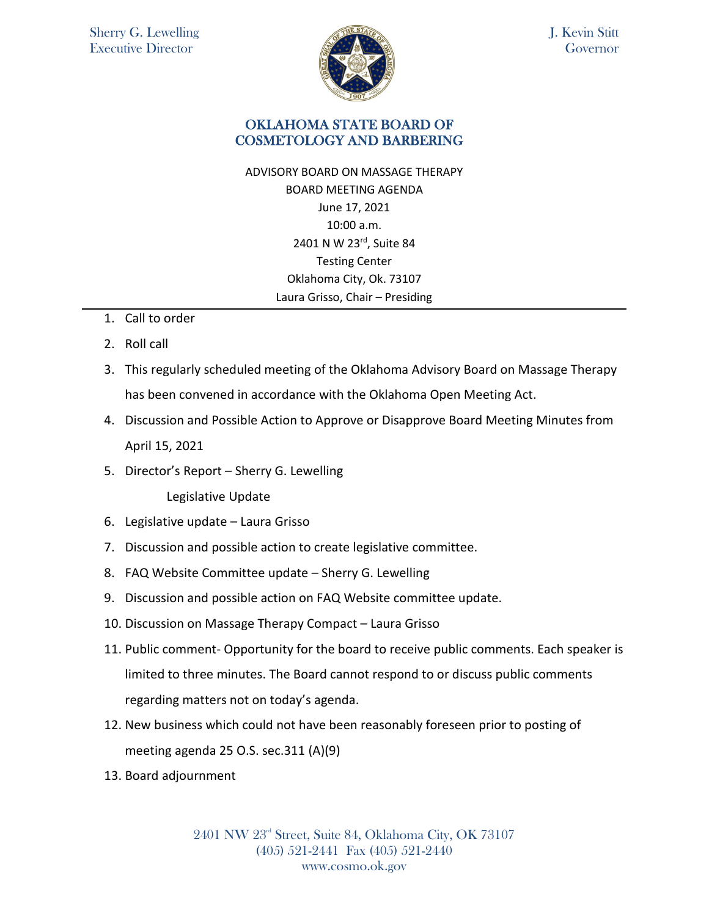Sherry G. Lewelling
Executive Director

J. Kevin Stitt
Governor

# OKLAHOMA STATE BOARD OF COSMETOLOGY AND BARBERING

ADVISORY BOARD ON MASSAGE THERAPY
BOARD MEETING AGENDA
June 17, 2021
10:00 a.m.
2401 N W 23rd, Suite 84
Testing Center
Oklahoma City, Ok. 73107
Laura Grisso, Chair – Presiding

---

1. Call to order
2. Roll call
3. This regularly scheduled meeting of the Oklahoma Advisory Board on Massage Therapy has been convened in accordance with the Oklahoma Open Meeting Act.
4. Discussion and Possible Action to Approve or Disapprove Board Meeting Minutes from April 15, 2021
5. Director's Report – Sherry G. Lewelling

   Legislative Update
6. Legislative update – Laura Grisso
7. Discussion and possible action to create legislative committee.
8. FAQ Website Committee update – Sherry G. Lewelling
9. Discussion and possible action on FAQ Website committee update.
10. Discussion on Massage Therapy Compact – Laura Grisso
11. Public comment- Opportunity for the board to receive public comments. Each speaker is limited to three minutes. The Board cannot respond to or discuss public comments regarding matters not on today's agenda.
12. New business which could not have been reasonably foreseen prior to posting of meeting agenda 25 O.S. sec.311 (A)(9)
13. Board adjournment

2401 NW 23rd Street, Suite 84, Oklahoma City, OK 73107
(405) 521-2441 Fax (405) 521-2440
www.cosmo.ok.gov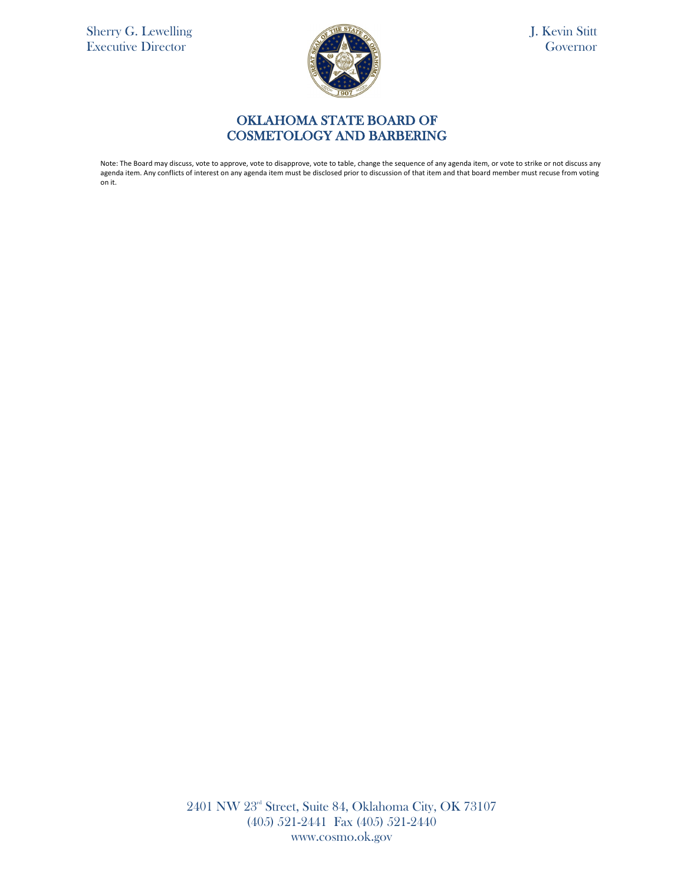Sherry G. Lewelling
Executive Director

J. Kevin Stitt
Governor

# OKLAHOMA STATE BOARD OF COSMETOLOGY AND BARBERING

Note: The Board may discuss, vote to approve, vote to disapprove, vote to table, change the sequence of any agenda item, or vote to strike or not discuss any agenda item. Any conflicts of interest on any agenda item must be disclosed prior to discussion of that item and that board member must recuse from voting on it.

2401 NW 23rd Street, Suite 84, Oklahoma City, OK 73107
(405) 521-2441 Fax (405) 521-2440
www.cosmo.ok.gov